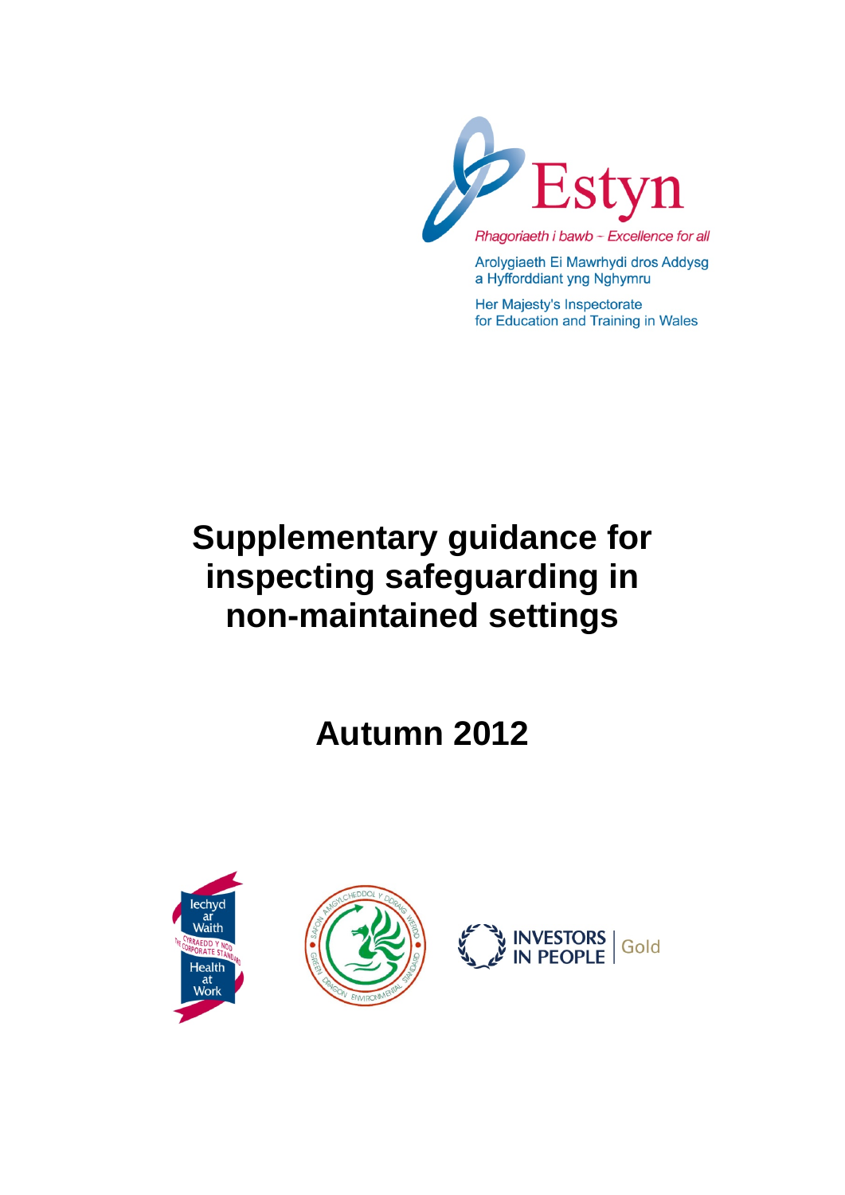Estyn

*Rhagoriaeth i bawb - Excellence for all*

Arolygiaeth Ei Mawrhydi dros Addysg a Hyfforddiant yng Nghymru

Her Majesty's Inspectorate for Education and Training in Wales

# Supplementary guidance for inspecting safeguarding in non-maintained settings

## Autumn 2012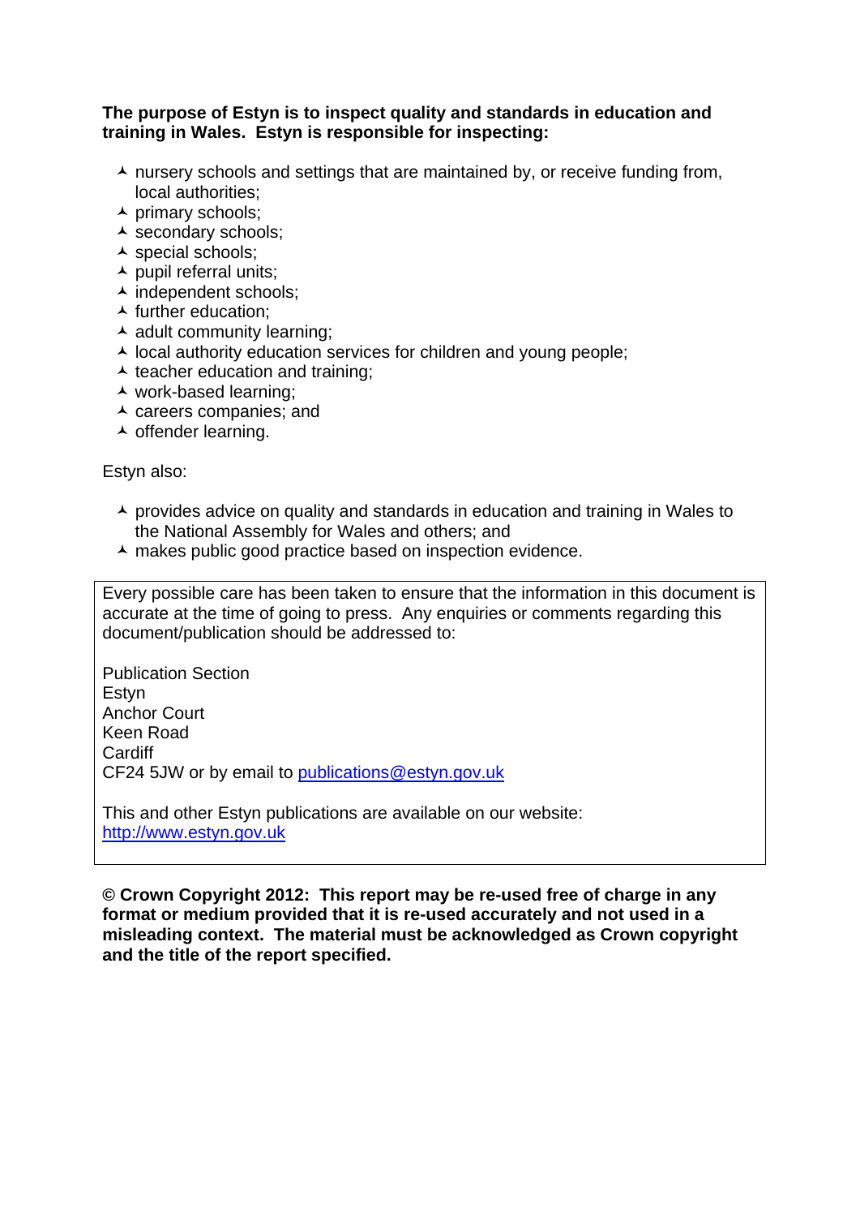**The purpose of Estyn is to inspect quality and standards in education and training in Wales. Estyn is responsible for inspecting:**

- nursery schools and settings that are maintained by, or receive funding from, local authorities;
- primary schools;
- secondary schools;
- special schools;
- pupil referral units;
- independent schools;
- further education;
- adult community learning;
- local authority education services for children and young people;
- teacher education and training;
- work-based learning;
- careers companies; and
- offender learning.

Estyn also:

- provides advice on quality and standards in education and training in Wales to the National Assembly for Wales and others; and
- makes public good practice based on inspection evidence.

Every possible care has been taken to ensure that the information in this document is accurate at the time of going to press. Any enquiries or comments regarding this document/publication should be addressed to:

Publication Section
Estyn
Anchor Court
Keen Road
Cardiff
CF24 5JW or by email to publications@estyn.gov.uk

This and other Estyn publications are available on our website: http://www.estyn.gov.uk

**© Crown Copyright 2012: This report may be re-used free of charge in any format or medium provided that it is re-used accurately and not used in a misleading context. The material must be acknowledged as Crown copyright and the title of the report specified.**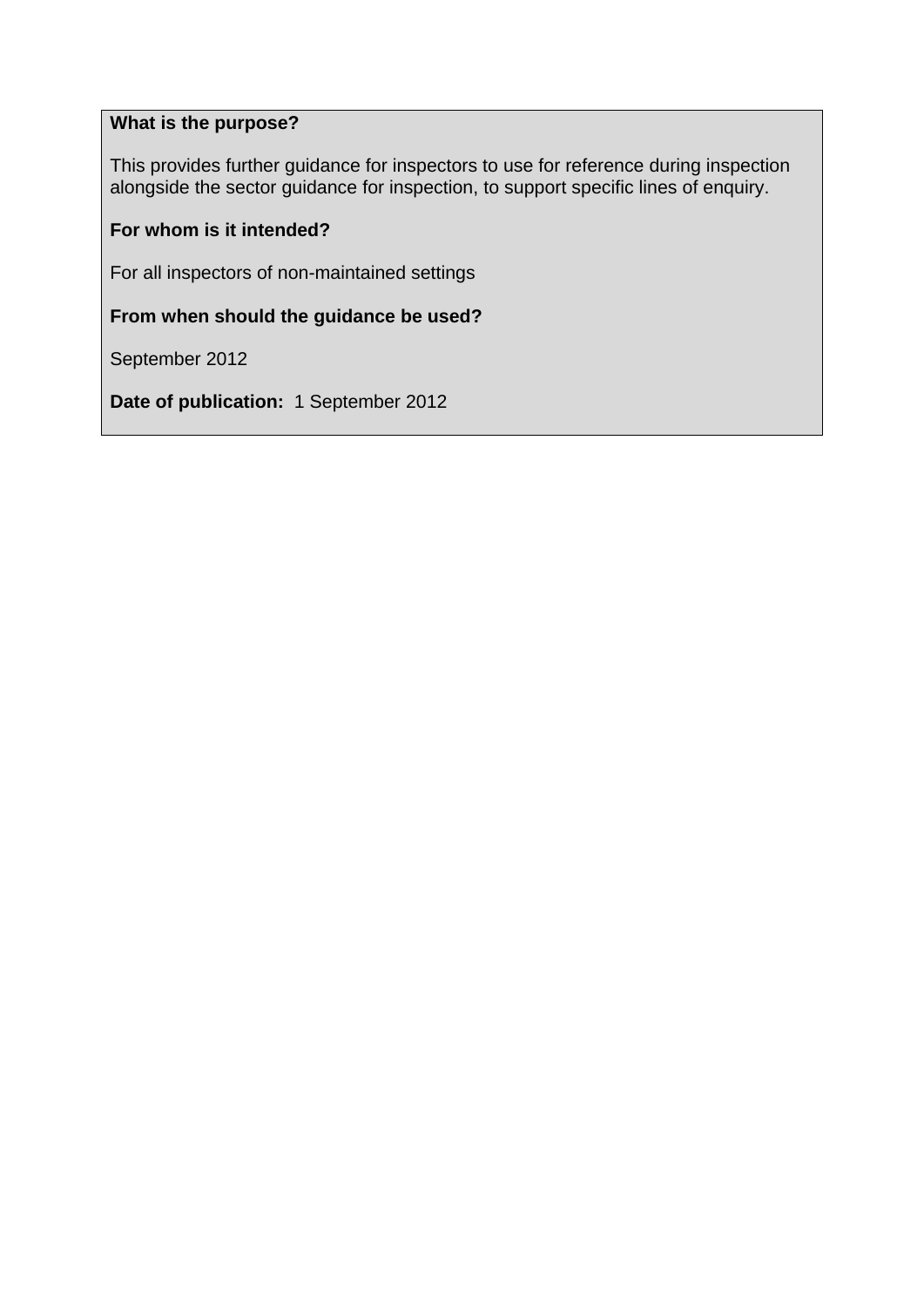**What is the purpose?**

This provides further guidance for inspectors to use for reference during inspection alongside the sector guidance for inspection, to support specific lines of enquiry.

**For whom is it intended?**

For all inspectors of non-maintained settings

**From when should the guidance be used?**

September 2012

**Date of publication:** 1 September 2012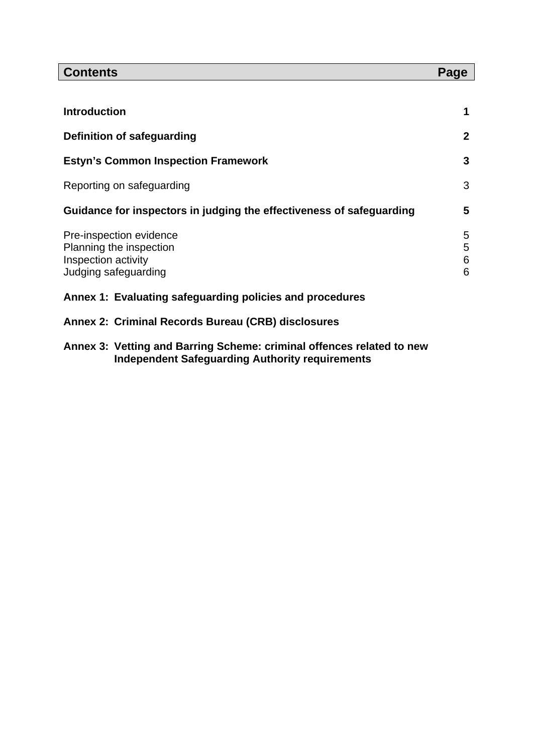| Contents | Page |
|---|---|
| **Introduction** | **1** |
| **Definition of safeguarding** | **2** |
| **Estyn’s Common Inspection Framework** | **3** |
| Reporting on safeguarding | 3 |
| **Guidance for inspectors in judging the effectiveness of safeguarding** | **5** |
| Pre-inspection evidence | 5 |
| Planning the inspection | 5 |
| Inspection activity | 6 |
| Judging safeguarding | 6 |
| **Annex 1: Evaluating safeguarding policies and procedures** | |
| **Annex 2: Criminal Records Bureau (CRB) disclosures** | |
| **Annex 3: Vetting and Barring Scheme: criminal offences related to new Independent Safeguarding Authority requirements** | |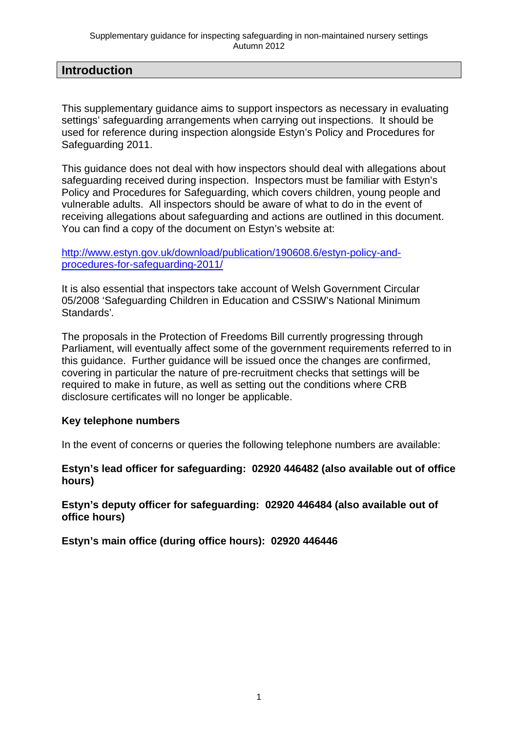## Introduction

This supplementary guidance aims to support inspectors as necessary in evaluating settings' safeguarding arrangements when carrying out inspections. It should be used for reference during inspection alongside Estyn's Policy and Procedures for Safeguarding 2011.

This guidance does not deal with how inspectors should deal with allegations about safeguarding received during inspection. Inspectors must be familiar with Estyn's Policy and Procedures for Safeguarding, which covers children, young people and vulnerable adults. All inspectors should be aware of what to do in the event of receiving allegations about safeguarding and actions are outlined in this document. You can find a copy of the document on Estyn's website at:

http://www.estyn.gov.uk/download/publication/190608.6/estyn-policy-and-procedures-for-safeguarding-2011/

It is also essential that inspectors take account of Welsh Government Circular 05/2008 'Safeguarding Children in Education and CSSIW's National Minimum Standards'.

The proposals in the Protection of Freedoms Bill currently progressing through Parliament, will eventually affect some of the government requirements referred to in this guidance. Further guidance will be issued once the changes are confirmed, covering in particular the nature of pre-recruitment checks that settings will be required to make in future, as well as setting out the conditions where CRB disclosure certificates will no longer be applicable.

**Key telephone numbers**

In the event of concerns or queries the following telephone numbers are available:

**Estyn's lead officer for safeguarding: 02920 446482 (also available out of office hours)**

**Estyn's deputy officer for safeguarding: 02920 446484 (also available out of office hours)**

**Estyn's main office (during office hours): 02920 446446**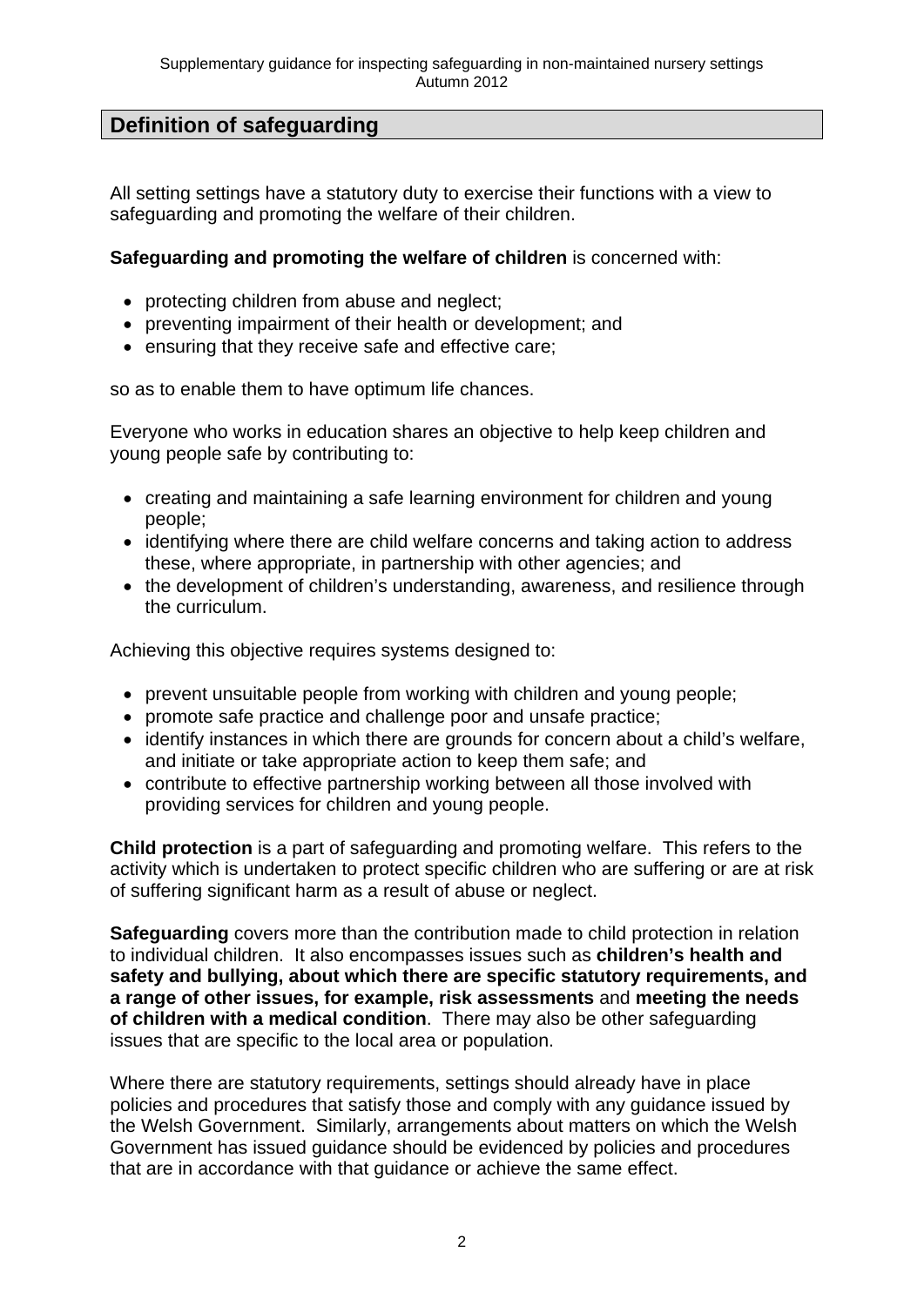## Definition of safeguarding

All setting settings have a statutory duty to exercise their functions with a view to safeguarding and promoting the welfare of their children.

**Safeguarding and promoting the welfare of children** is concerned with:

- protecting children from abuse and neglect;
- preventing impairment of their health or development; and
- ensuring that they receive safe and effective care;

so as to enable them to have optimum life chances.

Everyone who works in education shares an objective to help keep children and young people safe by contributing to:

- creating and maintaining a safe learning environment for children and young people;
- identifying where there are child welfare concerns and taking action to address these, where appropriate, in partnership with other agencies; and
- the development of children's understanding, awareness, and resilience through the curriculum.

Achieving this objective requires systems designed to:

- prevent unsuitable people from working with children and young people;
- promote safe practice and challenge poor and unsafe practice;
- identify instances in which there are grounds for concern about a child's welfare, and initiate or take appropriate action to keep them safe; and
- contribute to effective partnership working between all those involved with providing services for children and young people.

**Child protection** is a part of safeguarding and promoting welfare. This refers to the activity which is undertaken to protect specific children who are suffering or are at risk of suffering significant harm as a result of abuse or neglect.

**Safeguarding** covers more than the contribution made to child protection in relation to individual children. It also encompasses issues such as **children's health and safety and bullying, about which there are specific statutory requirements, and a range of other issues, for example, risk assessments** and **meeting the needs of children with a medical condition**. There may also be other safeguarding issues that are specific to the local area or population.

Where there are statutory requirements, settings should already have in place policies and procedures that satisfy those and comply with any guidance issued by the Welsh Government. Similarly, arrangements about matters on which the Welsh Government has issued guidance should be evidenced by policies and procedures that are in accordance with that guidance or achieve the same effect.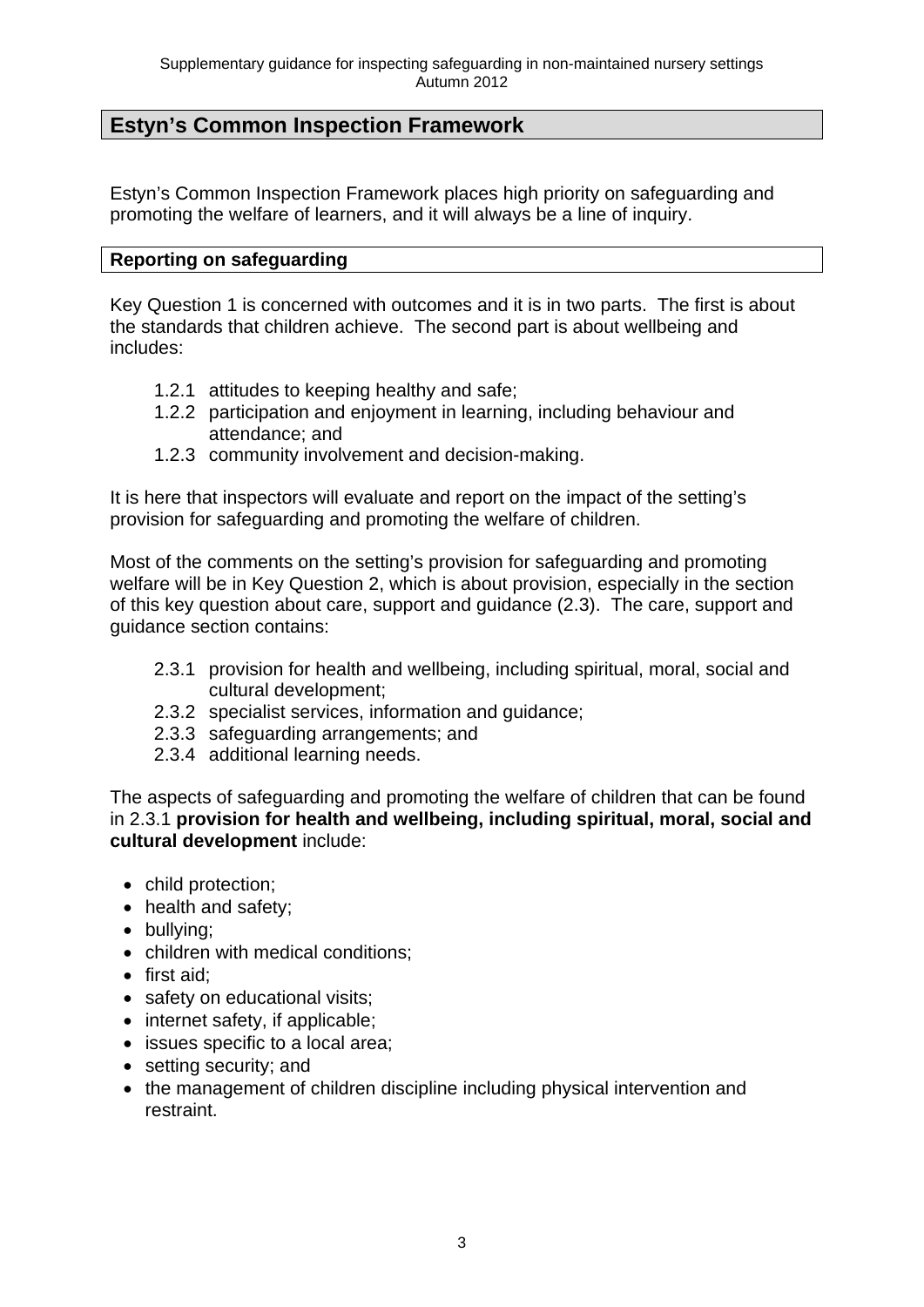## Estyn's Common Inspection Framework

Estyn's Common Inspection Framework places high priority on safeguarding and promoting the welfare of learners, and it will always be a line of inquiry.

### Reporting on safeguarding

Key Question 1 is concerned with outcomes and it is in two parts. The first is about the standards that children achieve. The second part is about wellbeing and includes:

- 1.2.1 attitudes to keeping healthy and safe;
- 1.2.2 participation and enjoyment in learning, including behaviour and attendance; and
- 1.2.3 community involvement and decision-making.

It is here that inspectors will evaluate and report on the impact of the setting's provision for safeguarding and promoting the welfare of children.

Most of the comments on the setting's provision for safeguarding and promoting welfare will be in Key Question 2, which is about provision, especially in the section of this key question about care, support and guidance (2.3). The care, support and guidance section contains:

- 2.3.1 provision for health and wellbeing, including spiritual, moral, social and cultural development;
- 2.3.2 specialist services, information and guidance;
- 2.3.3 safeguarding arrangements; and
- 2.3.4 additional learning needs.

The aspects of safeguarding and promoting the welfare of children that can be found in 2.3.1 **provision for health and wellbeing, including spiritual, moral, social and cultural development** include:

- child protection;
- health and safety;
- bullying;
- children with medical conditions;
- first aid;
- safety on educational visits;
- internet safety, if applicable;
- issues specific to a local area;
- setting security; and
- the management of children discipline including physical intervention and restraint.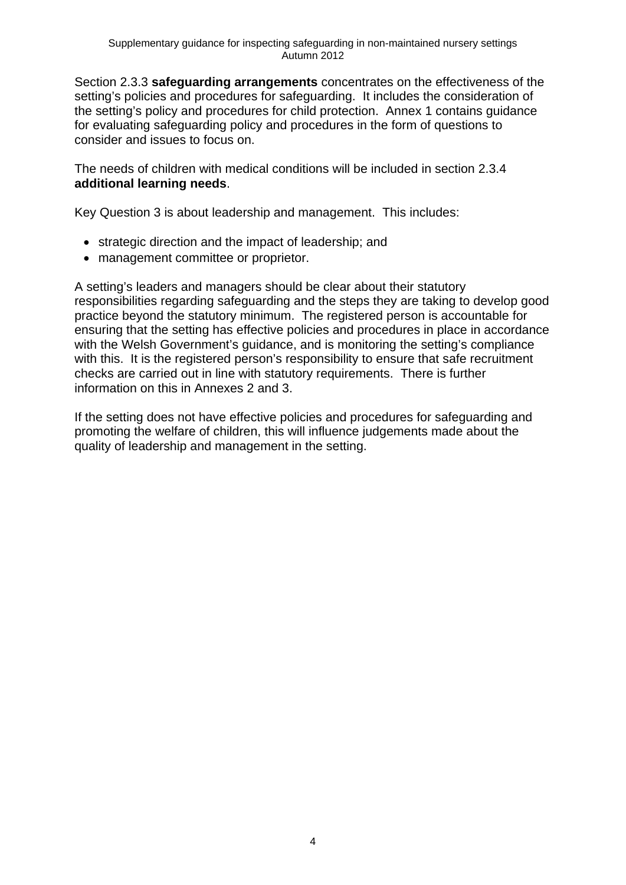Section 2.3.3 **safeguarding arrangements** concentrates on the effectiveness of the setting's policies and procedures for safeguarding. It includes the consideration of the setting's policy and procedures for child protection. Annex 1 contains guidance for evaluating safeguarding policy and procedures in the form of questions to consider and issues to focus on.

The needs of children with medical conditions will be included in section 2.3.4 **additional learning needs**.

Key Question 3 is about leadership and management. This includes:

- strategic direction and the impact of leadership; and
- management committee or proprietor.

A setting's leaders and managers should be clear about their statutory responsibilities regarding safeguarding and the steps they are taking to develop good practice beyond the statutory minimum. The registered person is accountable for ensuring that the setting has effective policies and procedures in place in accordance with the Welsh Government's guidance, and is monitoring the setting's compliance with this. It is the registered person's responsibility to ensure that safe recruitment checks are carried out in line with statutory requirements. There is further information on this in Annexes 2 and 3.

If the setting does not have effective policies and procedures for safeguarding and promoting the welfare of children, this will influence judgements made about the quality of leadership and management in the setting.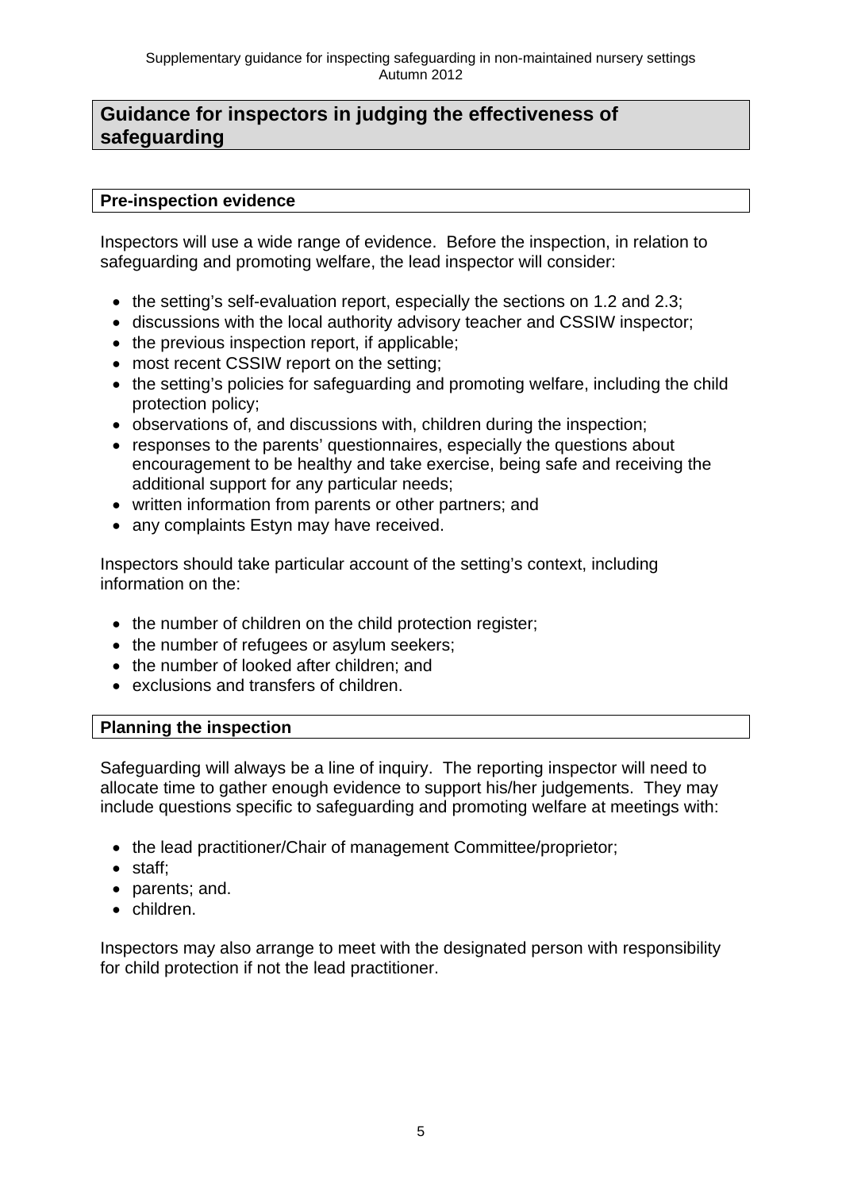## Guidance for inspectors in judging the effectiveness of safeguarding

### Pre-inspection evidence

Inspectors will use a wide range of evidence. Before the inspection, in relation to safeguarding and promoting welfare, the lead inspector will consider:

- the setting's self-evaluation report, especially the sections on 1.2 and 2.3;
- discussions with the local authority advisory teacher and CSSIW inspector;
- the previous inspection report, if applicable;
- most recent CSSIW report on the setting;
- the setting's policies for safeguarding and promoting welfare, including the child protection policy;
- observations of, and discussions with, children during the inspection;
- responses to the parents' questionnaires, especially the questions about encouragement to be healthy and take exercise, being safe and receiving the additional support for any particular needs;
- written information from parents or other partners; and
- any complaints Estyn may have received.

Inspectors should take particular account of the setting's context, including information on the:

- the number of children on the child protection register;
- the number of refugees or asylum seekers;
- the number of looked after children; and
- exclusions and transfers of children.

### Planning the inspection

Safeguarding will always be a line of inquiry. The reporting inspector will need to allocate time to gather enough evidence to support his/her judgements. They may include questions specific to safeguarding and promoting welfare at meetings with:

- the lead practitioner/Chair of management Committee/proprietor;
- staff;
- parents; and.
- children.

Inspectors may also arrange to meet with the designated person with responsibility for child protection if not the lead practitioner.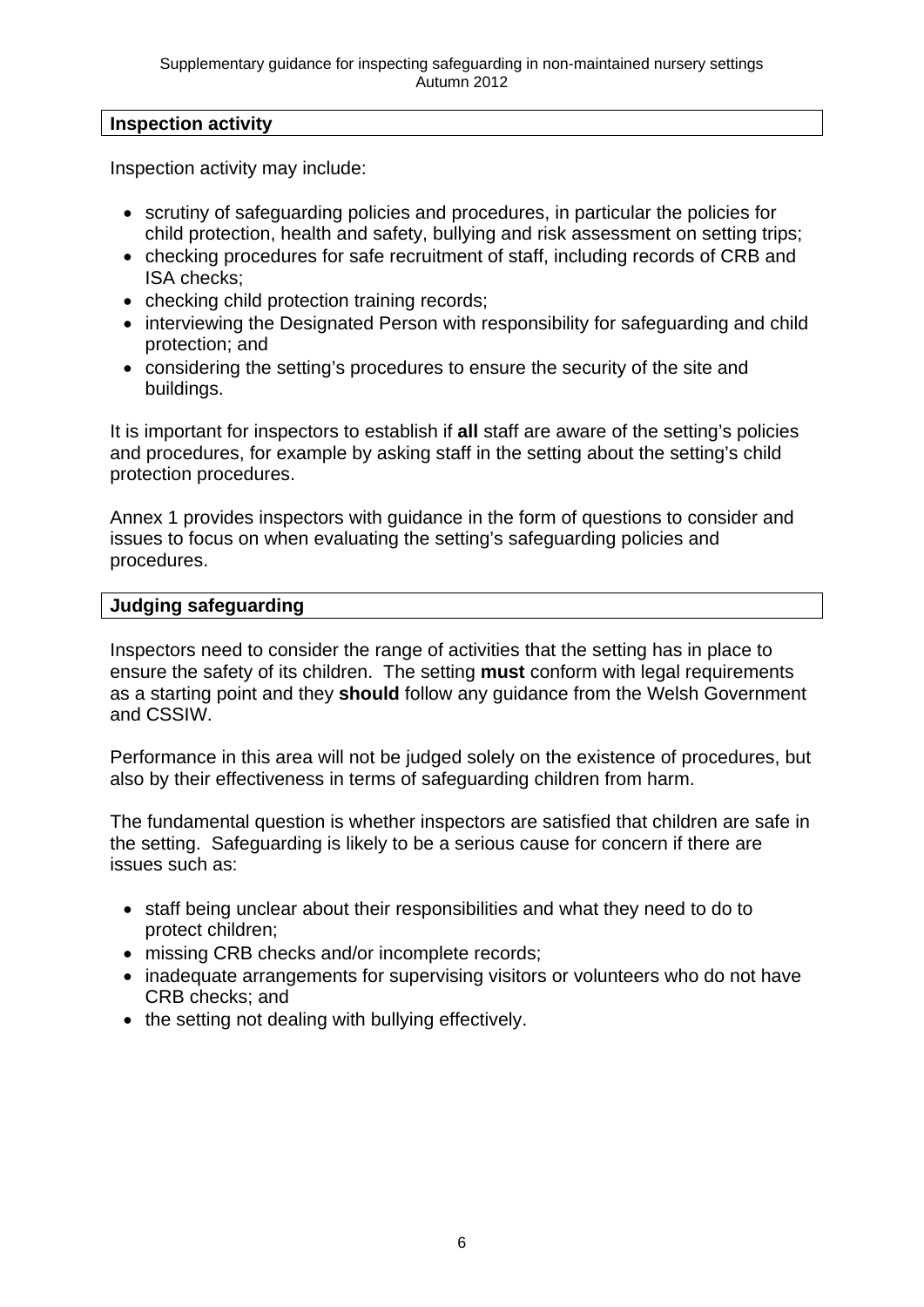## Inspection activity

Inspection activity may include:

- scrutiny of safeguarding policies and procedures, in particular the policies for child protection, health and safety, bullying and risk assessment on setting trips;
- checking procedures for safe recruitment of staff, including records of CRB and ISA checks;
- checking child protection training records;
- interviewing the Designated Person with responsibility for safeguarding and child protection; and
- considering the setting's procedures to ensure the security of the site and buildings.

It is important for inspectors to establish if **all** staff are aware of the setting's policies and procedures, for example by asking staff in the setting about the setting's child protection procedures.

Annex 1 provides inspectors with guidance in the form of questions to consider and issues to focus on when evaluating the setting's safeguarding policies and procedures.

## Judging safeguarding

Inspectors need to consider the range of activities that the setting has in place to ensure the safety of its children. The setting **must** conform with legal requirements as a starting point and they **should** follow any guidance from the Welsh Government and CSSIW.

Performance in this area will not be judged solely on the existence of procedures, but also by their effectiveness in terms of safeguarding children from harm.

The fundamental question is whether inspectors are satisfied that children are safe in the setting. Safeguarding is likely to be a serious cause for concern if there are issues such as:

- staff being unclear about their responsibilities and what they need to do to protect children;
- missing CRB checks and/or incomplete records;
- inadequate arrangements for supervising visitors or volunteers who do not have CRB checks; and
- the setting not dealing with bullying effectively.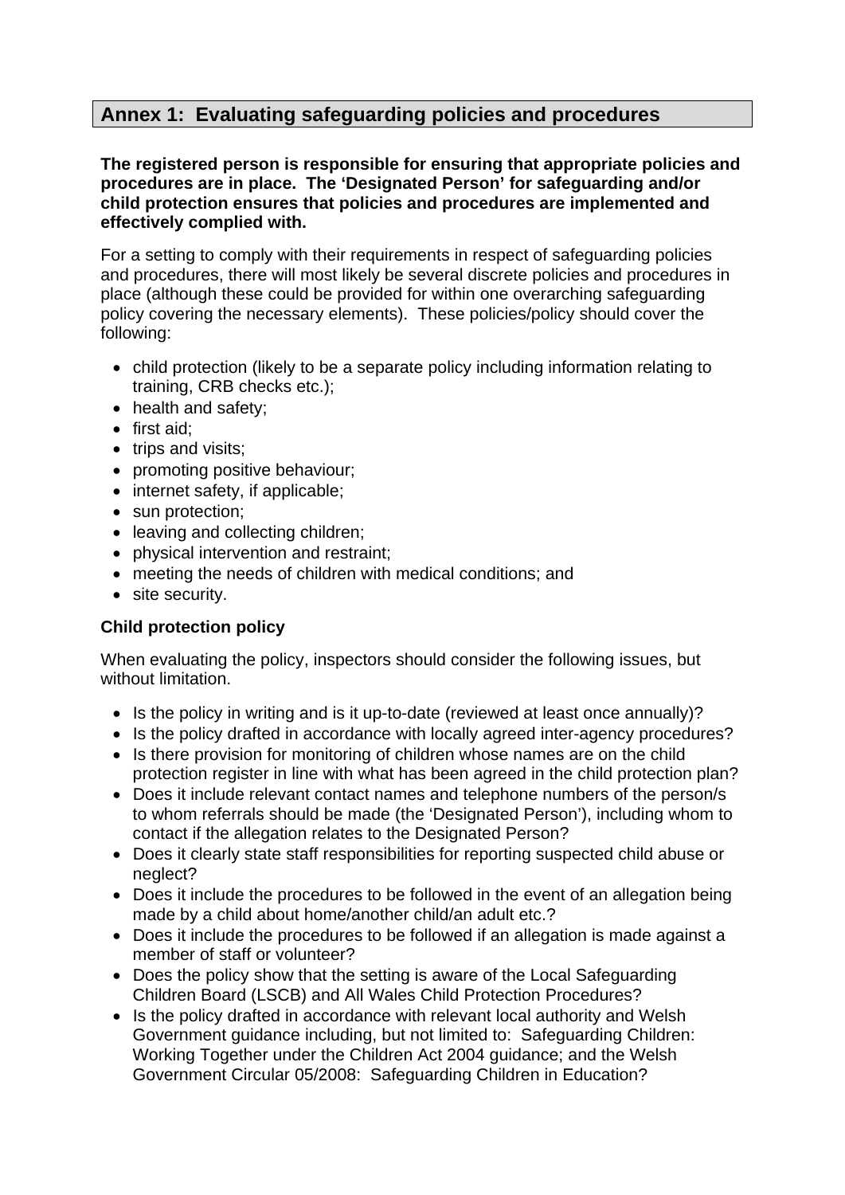## Annex 1: Evaluating safeguarding policies and procedures

**The registered person is responsible for ensuring that appropriate policies and procedures are in place. The 'Designated Person' for safeguarding and/or child protection ensures that policies and procedures are implemented and effectively complied with.**

For a setting to comply with their requirements in respect of safeguarding policies and procedures, there will most likely several discrete policies and procedures in place (although these could be provided for within one overarching safeguarding policy covering the necessary elements). These policies/policy should cover the following:

- child protection (likely to be a separate policy including information relating to training, CRB checks etc.);
- health and safety;
- first aid;
- trips and visits;
- promoting positive behaviour;
- internet safety, if applicable;
- sun protection;
- leaving and collecting children;
- physical intervention and restraint;
- meeting the needs of children with medical conditions; and
- site security.

**Child protection policy**

When evaluating the policy, inspectors should consider the following issues, but without limitation.

- Is the policy in writing and is it up-to-date (reviewed at least once annually)?
- Is the policy drafted in accordance with locally agreed inter-agency procedures?
- Is there provision for monitoring of children whose names are on the child protection register in line with what has been agreed in the child protection plan?
- Does it include relevant contact names and telephone numbers of the person/s to whom referrals should be made (the 'Designated Person'), including whom to contact if the allegation relates to the Designated Person?
- Does it clearly state staff responsibilities for reporting suspected child abuse or neglect?
- Does it include the procedures to be followed in the event of an allegation being made by a child about home/another child/an adult etc.?
- Does it include the procedures to be followed if an allegation is made against a member of staff or volunteer?
- Does the policy show that the setting is aware of the Local Safeguarding Children Board (LSCB) and All Wales Child Protection Procedures?
- Is the policy drafted in accordance with relevant local authority and Welsh Government guidance including, but not limited to: Safeguarding Children: Working Together under the Children Act 2004 guidance; and the Welsh Government Circular 05/2008: Safeguarding Children in Education?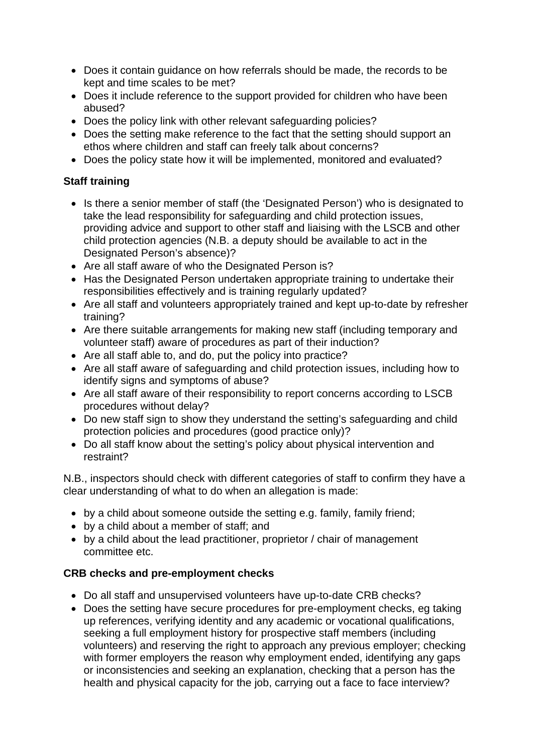- Does it contain guidance on how referrals should be made, the records to be kept and time scales to be met?
- Does it include reference to the support provided for children who have been abused?
- Does the policy link with other relevant safeguarding policies?
- Does the setting make reference to the fact that the setting should support an ethos where children and staff can freely talk about concerns?
- Does the policy state how it will be implemented, monitored and evaluated?

**Staff training**

- Is there a senior member of staff (the 'Designated Person') who is designated to take the lead responsibility for safeguarding and child protection issues, providing advice and support to other staff and liaising with the LSCB and other child protection agencies (N.B. a deputy should be available to act in the Designated Person's absence)?
- Are all staff aware of who the Designated Person is?
- Has the Designated Person undertaken appropriate training to undertake their responsibilities effectively and is training regularly updated?
- Are all staff and volunteers appropriately trained and kept up-to-date by refresher training?
- Are there suitable arrangements for making new staff (including temporary and volunteer staff) aware of procedures as part of their induction?
- Are all staff able to, and do, put the policy into practice?
- Are all staff aware of safeguarding and child protection issues, including how to identify signs and symptoms of abuse?
- Are all staff aware of their responsibility to report concerns according to LSCB procedures without delay?
- Do new staff sign to show they understand the setting's safeguarding and child protection policies and procedures (good practice only)?
- Do all staff know about the setting's policy about physical intervention and restraint?

N.B., inspectors should check with different categories of staff to confirm they have a clear understanding of what to do when an allegation is made:

- by a child about someone outside the setting e.g. family, family friend;
- by a child about a member of staff; and
- by a child about the lead practitioner, proprietor / chair of management committee etc.

**CRB checks and pre-employment checks**

- Do all staff and unsupervised volunteers have up-to-date CRB checks?
- Does the setting have secure procedures for pre-employment checks, eg taking up references, verifying identity and any academic or vocational qualifications, seeking a full employment history for prospective staff members (including volunteers) and reserving the right to approach any previous employer; checking with former employers the reason why employment ended, identifying any gaps or inconsistencies and seeking an explanation, checking that a person has the health and physical capacity for the job, carrying out a face to face interview?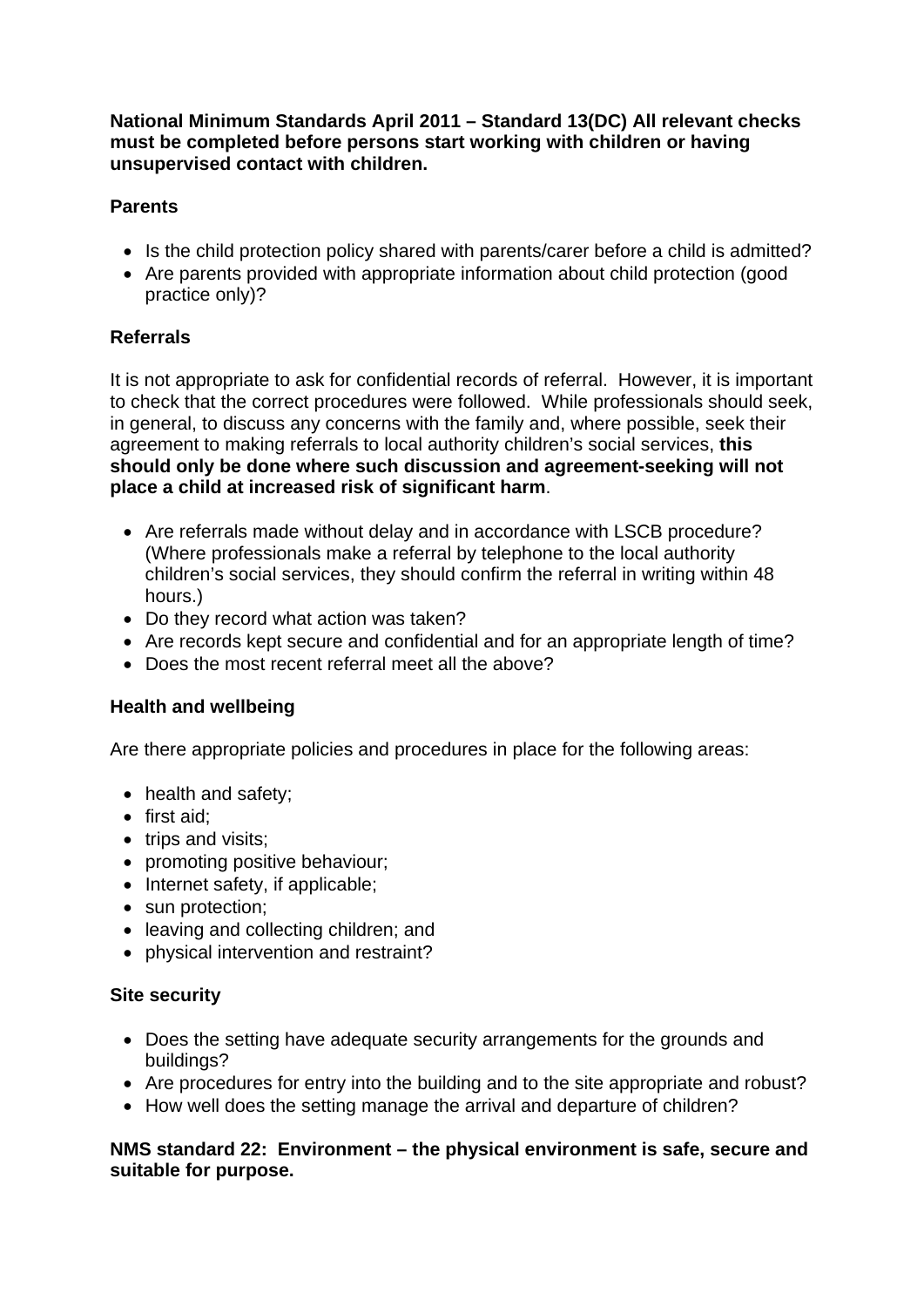**National Minimum Standards April 2011 – Standard 13(DC) All relevant checks must be completed before persons start working with children or having unsupervised contact with children.**

**Parents**

- Is the child protection policy shared with parents/carer before a child is admitted?
- Are parents provided with appropriate information about child protection (good practice only)?

**Referrals**

It is not appropriate to ask for confidential records of referral. However, it is important to check that the correct procedures were followed. While professionals should seek, in general, to discuss any concerns with the family and, where possible, seek their agreement to making referrals to local authority children's social services, **this should only be done where such discussion and agreement-seeking will not place a child at increased risk of significant harm**.

- Are referrals made without delay and in accordance with LSCB procedure? (Where professionals make a referral by telephone to the local authority children's social services, they should confirm the referral in writing within 48 hours.)
- Do they record what action was taken?
- Are records kept secure and confidential and for an appropriate length of time?
- Does the most recent referral meet all the above?

**Health and wellbeing**

Are there appropriate policies and procedures in place for the following areas:

- health and safety;
- first aid;
- trips and visits;
- promoting positive behaviour;
- Internet safety, if applicable;
- sun protection;
- leaving and collecting children; and
- physical intervention and restraint?

**Site security**

- Does the setting have adequate security arrangements for the grounds and buildings?
- Are procedures for entry into the building and to the site appropriate and robust?
- How well does the setting manage the arrival and departure of children?

**NMS standard 22: Environment – the physical environment is safe, secure and suitable for purpose.**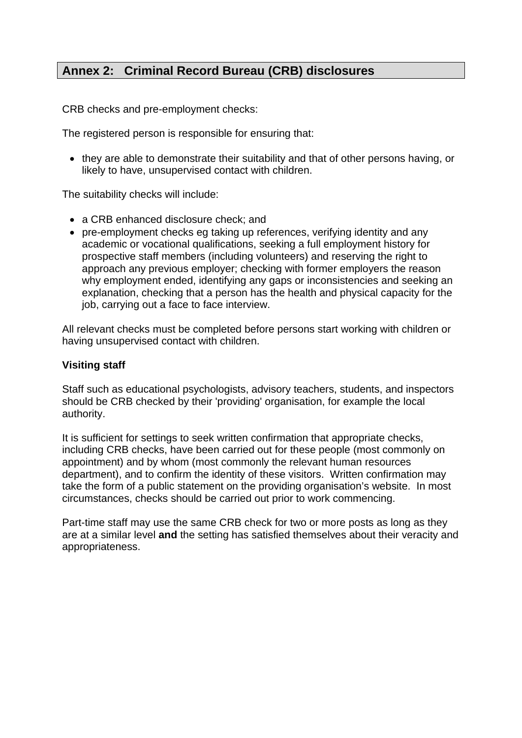## Annex 2: Criminal Record Bureau (CRB) disclosures

CRB checks and pre-employment checks:

The registered person is responsible for ensuring that:

- they are able to demonstrate their suitability and that of other persons having, or likely to have, unsupervised contact with children.

The suitability checks will include:

- a CRB enhanced disclosure check; and
- pre-employment checks eg taking up references, verifying identity and any academic or vocational qualifications, seeking a full employment history for prospective staff members (including volunteers) and reserving the right to approach any previous employer; checking with former employers the reason why employment ended, identifying any gaps or inconsistencies and seeking an explanation, checking that a person has the health and physical capacity for the job, carrying out a face to face interview.

All relevant checks must be completed before persons start working with children or having unsupervised contact with children.

**Visiting staff**

Staff such as educational psychologists, advisory teachers, students, and inspectors should be CRB checked by their 'providing' organisation, for example the local authority.

It is sufficient for settings to seek written confirmation that appropriate checks, including CRB checks, have been carried out for these people (most commonly on appointment) and by whom (most commonly the relevant human resources department), and to confirm the identity of these visitors. Written confirmation may take the form of a public statement on the providing organisation's website. In most circumstances, checks should be carried out prior to work commencing.

Part-time staff may use the same CRB check for two or more posts as long as they are at a similar level **and** the setting has satisfied themselves about their veracity and appropriateness.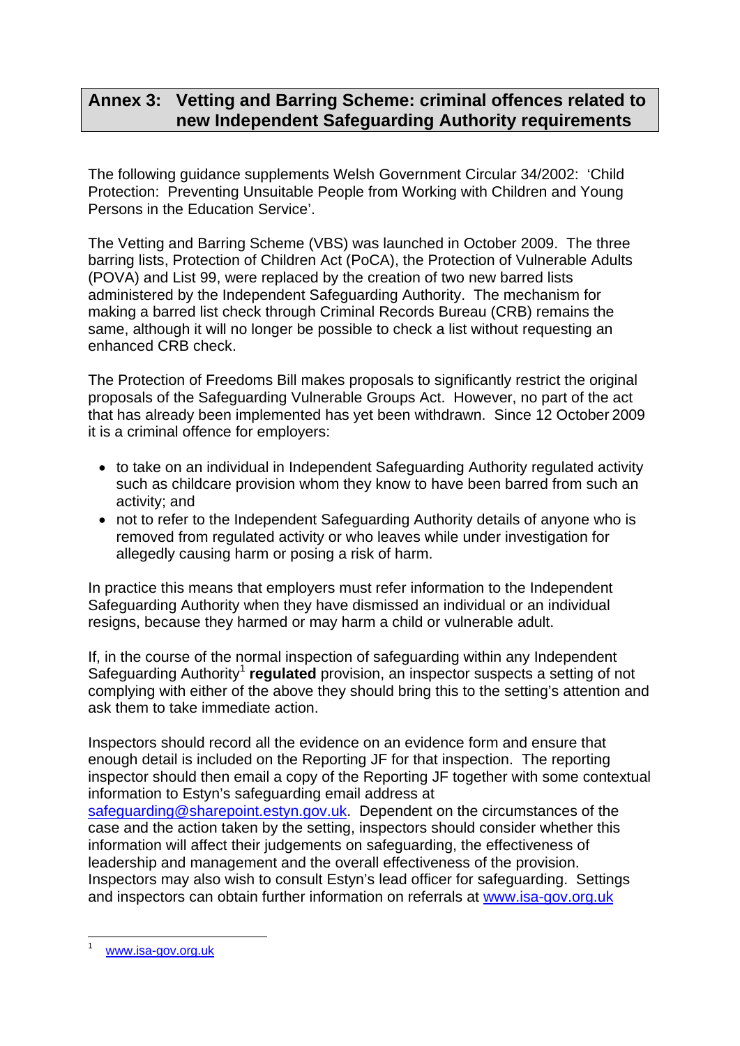## Annex 3: Vetting and Barring Scheme: criminal offences related to new Independent Safeguarding Authority requirements

The following guidance supplements Welsh Government Circular 34/2002: 'Child Protection: Preventing Unsuitable People from Working with Children and Young Persons in the Education Service'.

The Vetting and Barring Scheme (VBS) was launched in October 2009. The three barring lists, Protection of Children Act (PoCA), the Protection of Vulnerable Adults (POVA) and List 99, were replaced by the creation of two new barred lists administered by the Independent Safeguarding Authority. The mechanism for making a barred list check through Criminal Records Bureau (CRB) remains the same, although it will no longer be possible to check a list without requesting an enhanced CRB check.

The Protection of Freedoms Bill makes proposals to significantly restrict the original proposals of the Safeguarding Vulnerable Groups Act. However, no part of the act that has already been implemented has yet been withdrawn. Since 12 October 2009 it is a criminal offence for employers:

- to take on an individual in Independent Safeguarding Authority regulated activity such as childcare provision whom they know to have been barred from such an activity; and
- not to refer to the Independent Safeguarding Authority details of anyone who is removed from regulated activity or who leaves while under investigation for allegedly causing harm or posing a risk of harm.

In practice this means that employers must refer information to the Independent Safeguarding Authority when they have dismissed an individual or an individual resigns, because they harmed or may harm a child or vulnerable adult.

If, in the course of the normal inspection of safeguarding within any Independent Safeguarding Authority[1] **regulated** provision, an inspector suspects a setting of not complying with either of the above they should bring this to the setting's attention and ask them to take immediate action.

Inspectors should record all the evidence on an evidence form and ensure that enough detail is included on the Reporting JF for that inspection. The reporting inspector should then email a copy of the Reporting JF together with some contextual information to Estyn's safeguarding email address at safeguarding@sharepoint.estyn.gov.uk. Dependent on the circumstances of the case and the action taken by the setting, inspectors should consider whether this information will affect their judgements on safeguarding, the effectiveness of leadership and management and the overall effectiveness of the provision. Inspectors may also wish to consult Estyn's lead officer for safeguarding. Settings and inspectors can obtain further information on referrals at www.isa-gov.org.uk

---

[1] www.isa-gov.org.uk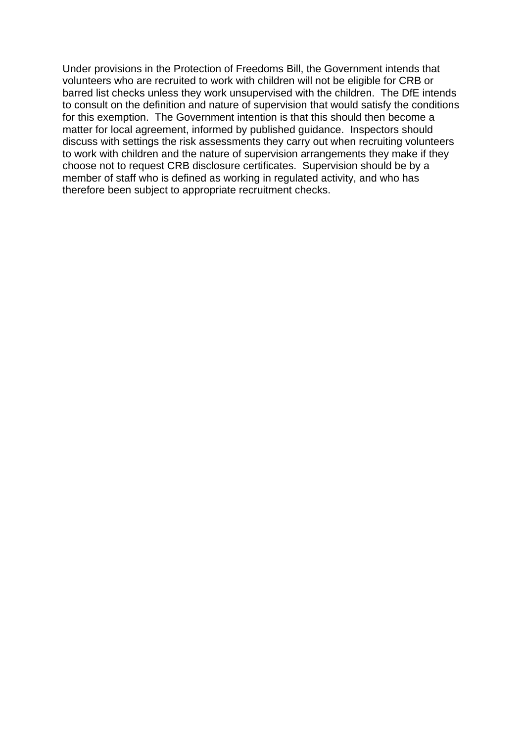Under provisions in the Protection of Freedoms Bill, the Government intends that volunteers who are recruited to work with children will not be eligible for CRB or barred list checks unless they work unsupervised with the children. The DfE intends to consult on the definition and nature of supervision that would satisfy the conditions for this exemption. The Government intention is that this should then become a matter for local agreement, informed by published guidance. Inspectors should discuss with settings the risk assessments they carry out when recruiting volunteers to work with children and the nature of supervision arrangements they make if they choose not to request CRB disclosure certificates. Supervision should be by a member of staff who is defined as working in regulated activity, and who has therefore been subject to appropriate recruitment checks.